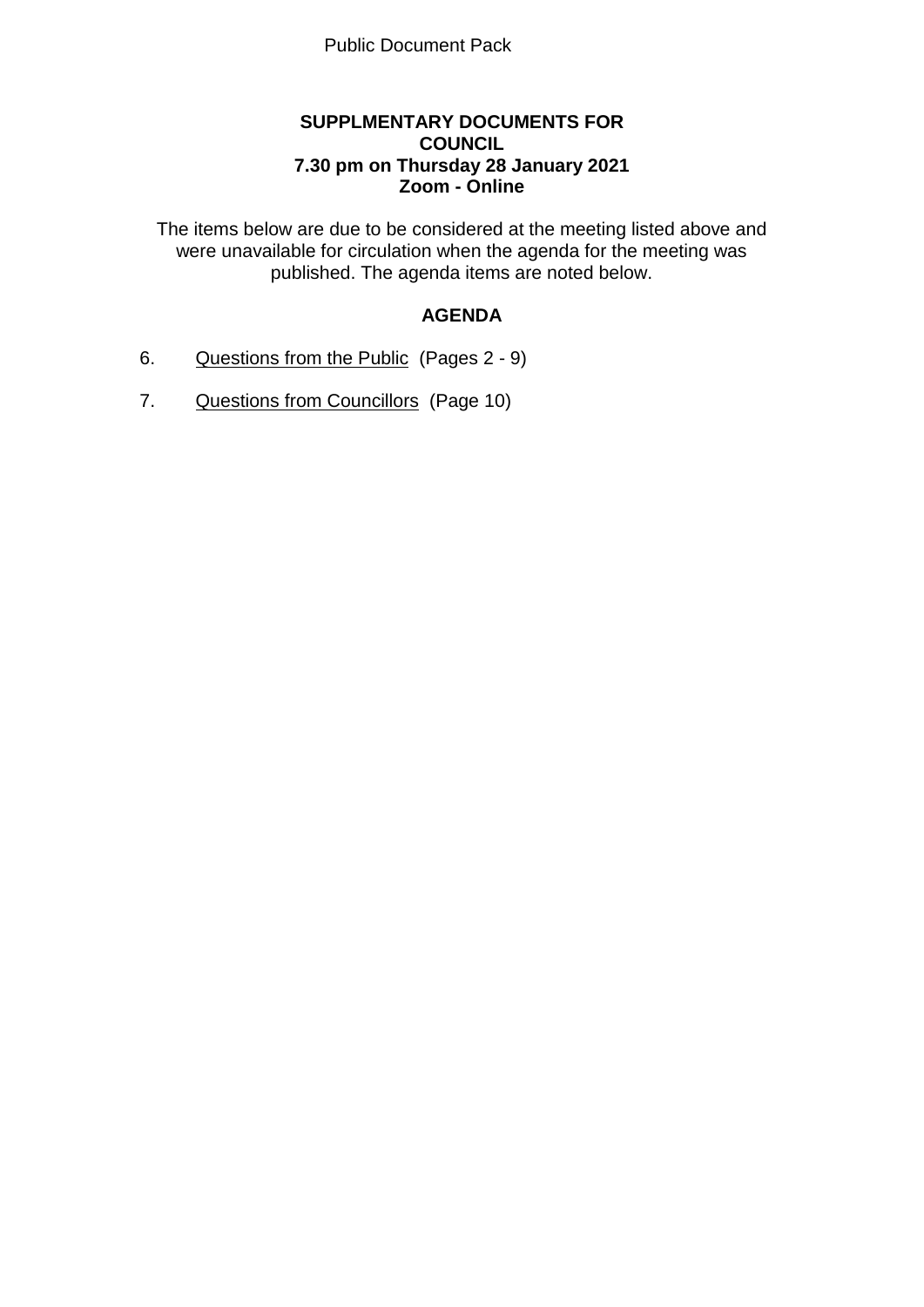Public Document Pack

**SUPPLMENTARY DOCUMENTS FOR COUNCIL**
**7.30 pm on Thursday 28 January 2021**
**Zoom - Online**

The items below are due to be considered at the meeting listed above and were unavailable for circulation when the agenda for the meeting was published. The agenda items are noted below.

## AGENDA

6. Questions from the Public (Pages 2 - 9)

7. Questions from Councillors (Page 10)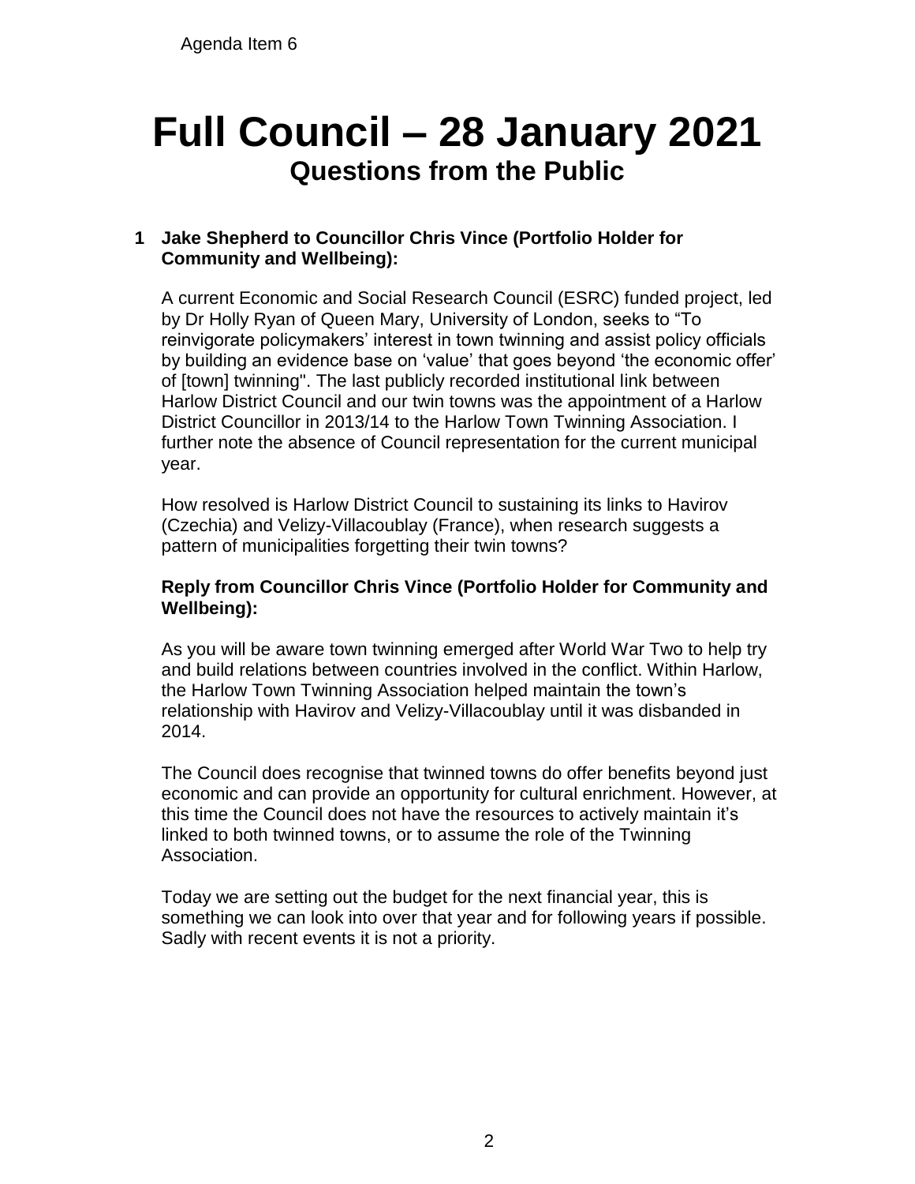Agenda Item 6

# Full Council – 28 January 2021

## Questions from the Public

**1 Jake Shepherd to Councillor Chris Vince (Portfolio Holder for Community and Wellbeing):**

A current Economic and Social Research Council (ESRC) funded project, led by Dr Holly Ryan of Queen Mary, University of London, seeks to "To reinvigorate policymakers' interest in town twinning and assist policy officials by building an evidence base on 'value' that goes beyond 'the economic offer' of [town] twinning". The last publicly recorded institutional link between Harlow District Council and our twin towns was the appointment of a Harlow District Councillor in 2013/14 to the Harlow Town Twinning Association. I further note the absence of Council representation for the current municipal year.

How resolved is Harlow District Council to sustaining its links to Havirov (Czechia) and Velizy-Villacoublay (France), when research suggests a pattern of municipalities forgetting their twin towns?

**Reply from Councillor Chris Vince (Portfolio Holder for Community and Wellbeing):**

As you will be aware town twinning emerged after World War Two to help try and build relations between countries involved in the conflict. Within Harlow, the Harlow Town Twinning Association helped maintain the town's relationship with Havirov and Velizy-Villacoublay until it was disbanded in 2014.

The Council does recognise that twinned towns do offer benefits beyond just economic and can provide an opportunity for cultural enrichment. However, at this time the Council does not have the resources to actively maintain it's linked to both twinned towns, or to assume the role of the Twinning Association.

Today we are setting out the budget for the next financial year, this is something we can look into over that year and for following years if possible. Sadly with recent events it is not a priority.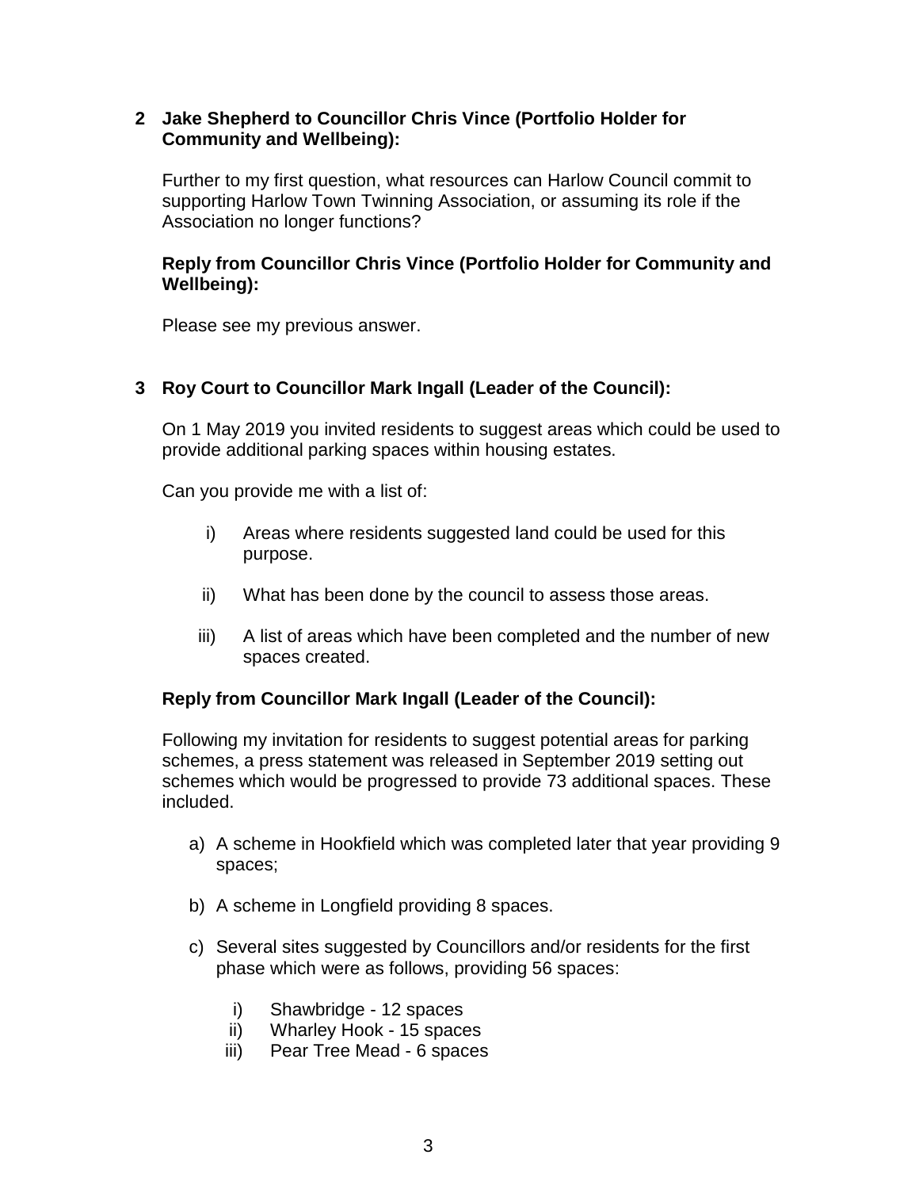**2 Jake Shepherd to Councillor Chris Vince (Portfolio Holder for Community and Wellbeing):**

Further to my first question, what resources can Harlow Council commit to supporting Harlow Town Twinning Association, or assuming its role if the Association no longer functions?

**Reply from Councillor Chris Vince (Portfolio Holder for Community and Wellbeing):**

Please see my previous answer.

**3 Roy Court to Councillor Mark Ingall (Leader of the Council):**

On 1 May 2019 you invited residents to suggest areas which could be used to provide additional parking spaces within housing estates.

Can you provide me with a list of:

i) Areas where residents suggested land could be used for this purpose.

ii) What has been done by the council to assess those areas.

iii) A list of areas which have been completed and the number of new spaces created.

**Reply from Councillor Mark Ingall (Leader of the Council):**

Following my invitation for residents to suggest potential areas for parking schemes, a press statement was released in September 2019 setting out schemes which would be progressed to provide 73 additional spaces. These included.

a) A scheme in Hookfield which was completed later that year providing 9 spaces;

b) A scheme in Longfield providing 8 spaces.

c) Several sites suggested by Councillors and/or residents for the first phase which were as follows, providing 56 spaces:

   i) Shawbridge - 12 spaces
   ii) Wharley Hook - 15 spaces
   iii) Pear Tree Mead - 6 spaces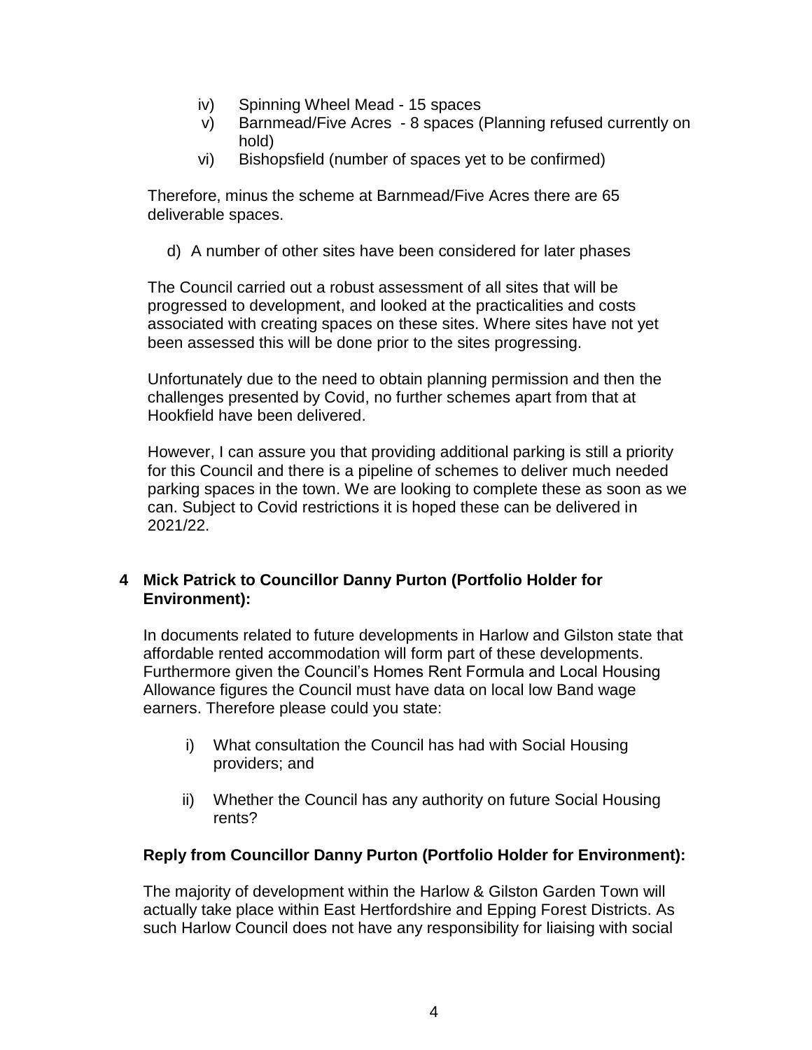iv) Spinning Wheel Mead - 15 spaces
v) Barnmead/Five Acres - 8 spaces (Planning refused currently on hold)
vi) Bishopsfield (number of spaces yet to be confirmed)

Therefore, minus the scheme at Barnmead/Five Acres there are 65 deliverable spaces.

d) A number of other sites have been considered for later phases

The Council carried out a robust assessment of all sites that will be progressed to development, and looked at the practicalities and costs associated with creating spaces on these sites. Where sites have not yet been assessed this will be done prior to the sites progressing.

Unfortunately due to the need to obtain planning permission and then the challenges presented by Covid, no further schemes apart from that at Hookfield have been delivered.

However, I can assure you that providing additional parking is still a priority for this Council and there is a pipeline of schemes to deliver much needed parking spaces in the town. We are looking to complete these as soon as we can. Subject to Covid restrictions it is hoped these can be delivered in 2021/22.

**4 Mick Patrick to Councillor Danny Purton (Portfolio Holder for Environment):**

In documents related to future developments in Harlow and Gilston state that affordable rented accommodation will form part of these developments. Furthermore given the Council's Homes Rent Formula and Local Housing Allowance figures the Council must have data on local low Band wage earners. Therefore please could you state:

i) What consultation the Council has had with Social Housing providers; and

ii) Whether the Council has any authority on future Social Housing rents?

**Reply from Councillor Danny Purton (Portfolio Holder for Environment):**

The majority of development within the Harlow & Gilston Garden Town will actually take place within East Hertfordshire and Epping Forest Districts. As such Harlow Council does not have any responsibility for liaising with social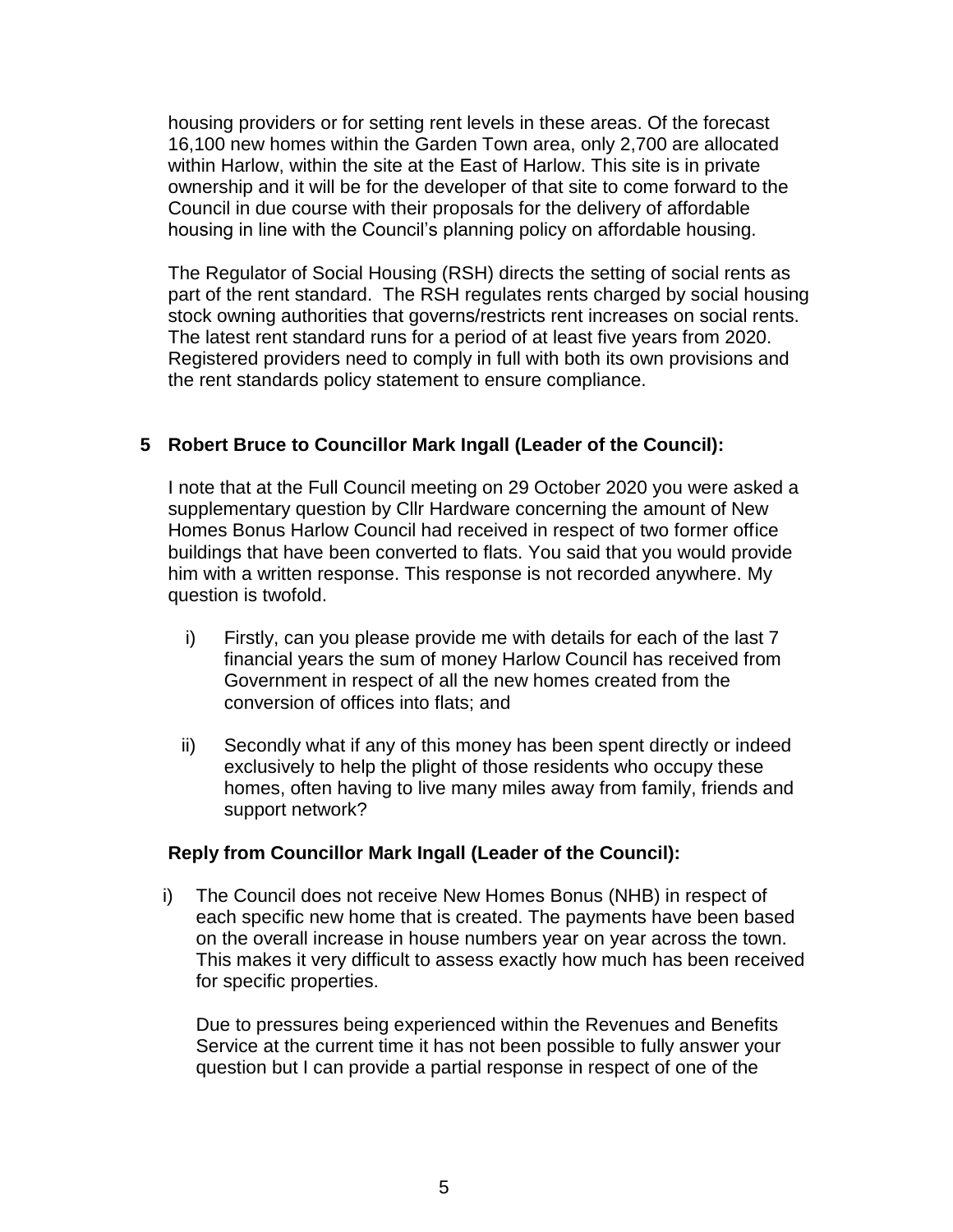housing providers or for setting rent levels in these areas. Of the forecast 16,100 new homes within the Garden Town area, only 2,700 are allocated within Harlow, within the site at the East of Harlow. This site is in private ownership and it will be for the developer of that site to come forward to the Council in due course with their proposals for the delivery of affordable housing in line with the Council's planning policy on affordable housing.

The Regulator of Social Housing (RSH) directs the setting of social rents as part of the rent standard. The RSH regulates rents charged by social housing stock owning authorities that governs/restricts rent increases on social rents. The latest rent standard runs for a period of at least five years from 2020. Registered providers need to comply in full with both its own provisions and the rent standards policy statement to ensure compliance.

## 5 Robert Bruce to Councillor Mark Ingall (Leader of the Council):

I note that at the Full Council meeting on 29 October 2020 you were asked a supplementary question by Cllr Hardware concerning the amount of New Homes Bonus Harlow Council had received in respect of two former office buildings that have been converted to flats. You said that you would provide him with a written response. This response is not recorded anywhere. My question is twofold.

i) Firstly, can you please provide me with details for each of the last 7 financial years the sum of money Harlow Council has received from Government in respect of all the new homes created from the conversion of offices into flats; and

ii) Secondly what if any of this money has been spent directly or indeed exclusively to help the plight of those residents who occupy these homes, often having to live many miles away from family, friends and support network?

**Reply from Councillor Mark Ingall (Leader of the Council):**

i) The Council does not receive New Homes Bonus (NHB) in respect of each specific new home that is created. The payments have been based on the overall increase in house numbers year on year across the town. This makes it very difficult to assess exactly how much has been received for specific properties.

Due to pressures being experienced within the Revenues and Benefits Service at the current time it has not been possible to fully answer your question but I can provide a partial response in respect of one of the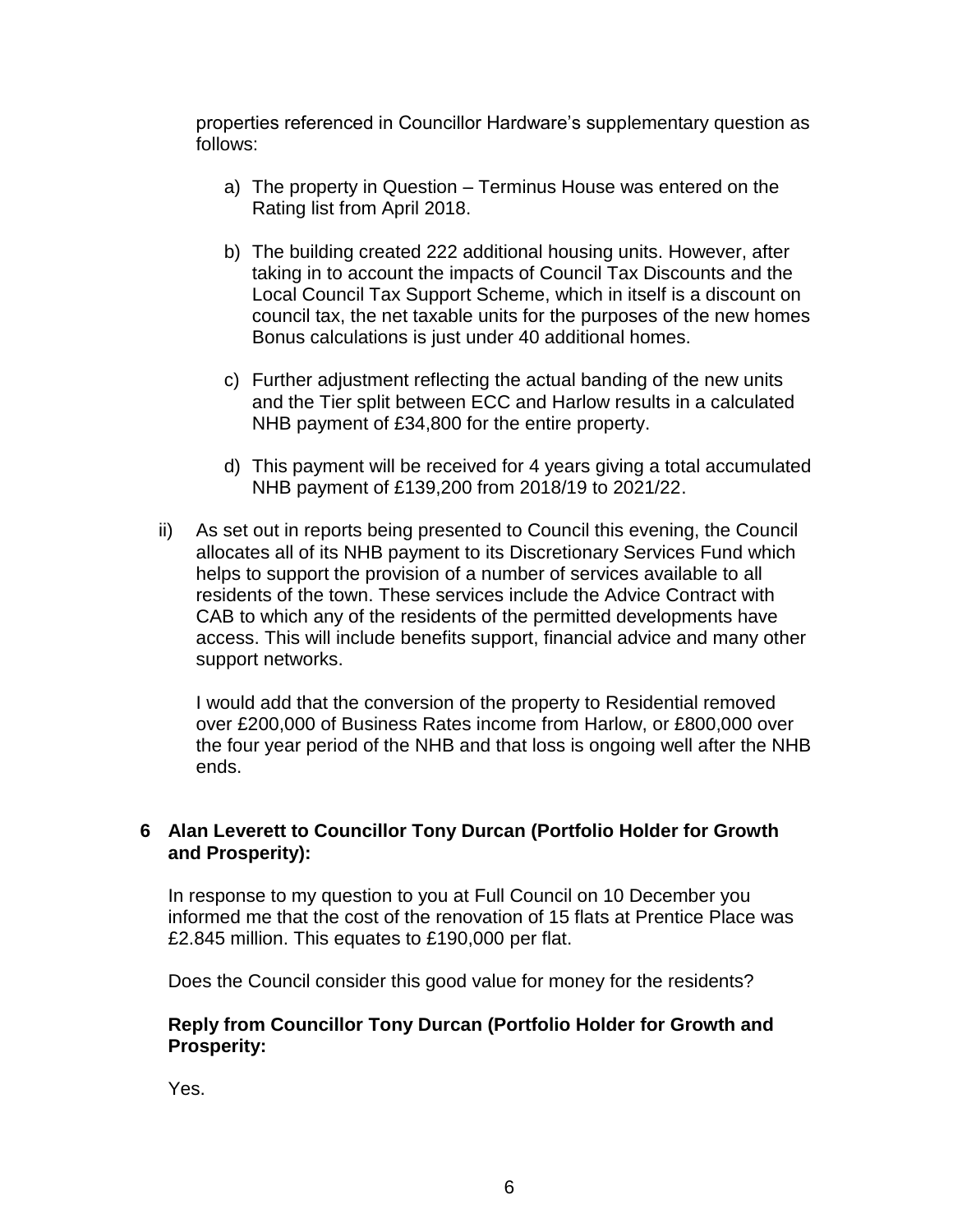properties referenced in Councillor Hardware's supplementary question as follows:

a) The property in Question – Terminus House was entered on the Rating list from April 2018.

b) The building created 222 additional housing units. However, after taking in to account the impacts of Council Tax Discounts and the Local Council Tax Support Scheme, which in itself is a discount on council tax, the net taxable units for the purposes of the new homes Bonus calculations is just under 40 additional homes.

c) Further adjustment reflecting the actual banding of the new units and the Tier split between ECC and Harlow results in a calculated NHB payment of £34,800 for the entire property.

d) This payment will be received for 4 years giving a total accumulated NHB payment of £139,200 from 2018/19 to 2021/22.

ii) As set out in reports being presented to Council this evening, the Council allocates all of its NHB payment to its Discretionary Services Fund which helps to support the provision of a number of services available to all residents of the town. These services include the Advice Contract with CAB to which any of the residents of the permitted developments have access. This will include benefits support, financial advice and many other support networks.

I would add that the conversion of the property to Residential removed over £200,000 of Business Rates income from Harlow, or £800,000 over the four year period of the NHB and that loss is ongoing well after the NHB ends.

### 6 Alan Leverett to Councillor Tony Durcan (Portfolio Holder for Growth and Prosperity):

In response to my question to you at Full Council on 10 December you informed me that the cost of the renovation of 15 flats at Prentice Place was £2.845 million. This equates to £190,000 per flat.

Does the Council consider this good value for money for the residents?

**Reply from Councillor Tony Durcan (Portfolio Holder for Growth and Prosperity:**

Yes.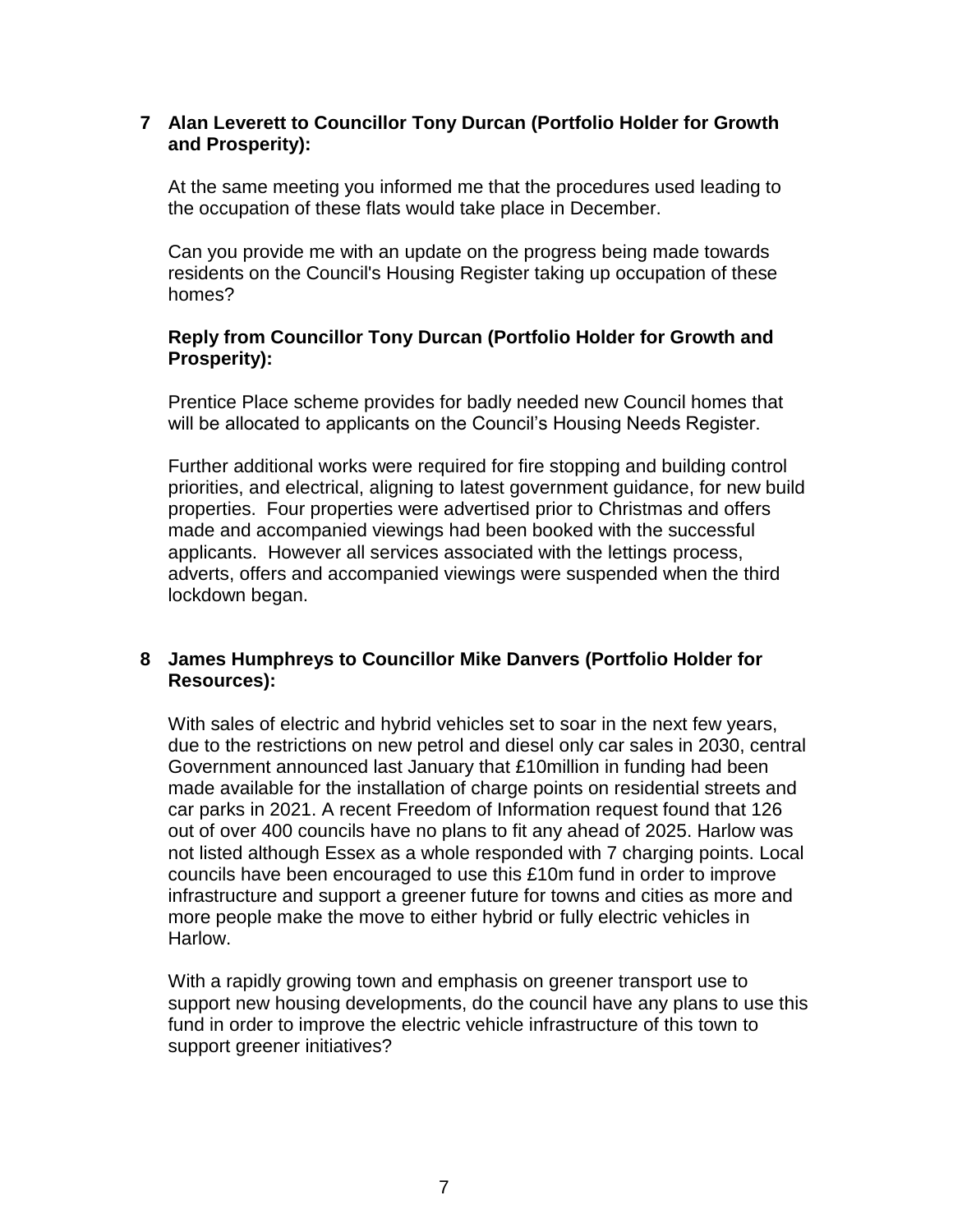**7 Alan Leverett to Councillor Tony Durcan (Portfolio Holder for Growth and Prosperity):**

At the same meeting you informed me that the procedures used leading to the occupation of these flats would take place in December.

Can you provide me with an update on the progress being made towards residents on the Council's Housing Register taking up occupation of these homes?

**Reply from Councillor Tony Durcan (Portfolio Holder for Growth and Prosperity):**

Prentice Place scheme provides for badly needed new Council homes that will be allocated to applicants on the Council's Housing Needs Register.

Further additional works were required for fire stopping and building control priorities, and electrical, aligning to latest government guidance, for new build properties. Four properties were advertised prior to Christmas and offers made and accompanied viewings had been booked with the successful applicants. However all services associated with the lettings process, adverts, offers and accompanied viewings were suspended when the third lockdown began.

**8 James Humphreys to Councillor Mike Danvers (Portfolio Holder for Resources):**

With sales of electric and hybrid vehicles set to soar in the next few years, due to the restrictions on new petrol and diesel only car sales in 2030, central Government announced last January that £10million in funding had been made available for the installation of charge points on residential streets and car parks in 2021. A recent Freedom of Information request found that 126 out of over 400 councils have no plans to fit any ahead of 2025. Harlow was not listed although Essex as a whole responded with 7 charging points. Local councils have been encouraged to use this £10m fund in order to improve infrastructure and support a greener future for towns and cities as more and more people make the move to either hybrid or fully electric vehicles in Harlow.

With a rapidly growing town and emphasis on greener transport use to support new housing developments, do the council have any plans to use this fund in order to improve the electric vehicle infrastructure of this town to support greener initiatives?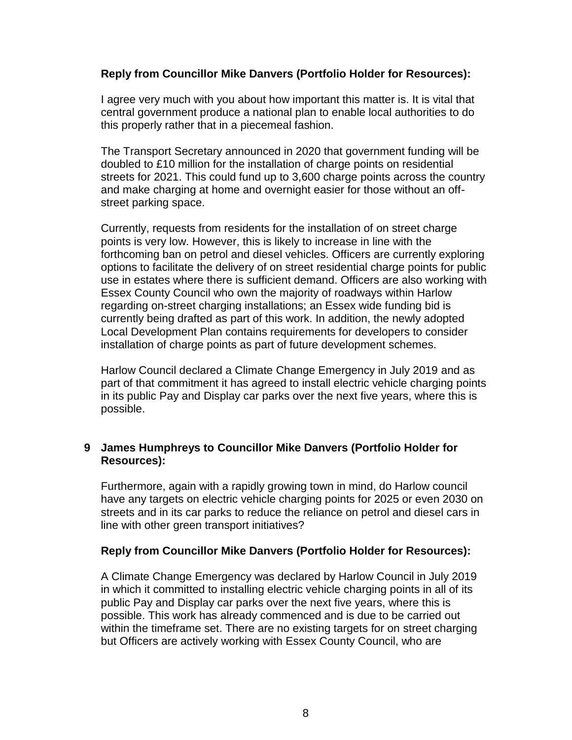**Reply from Councillor Mike Danvers (Portfolio Holder for Resources):**

I agree very much with you about how important this matter is. It is vital that central government produce a national plan to enable local authorities to do this properly rather that in a piecemeal fashion.

The Transport Secretary announced in 2020 that government funding will be doubled to £10 million for the installation of charge points on residential streets for 2021. This could fund up to 3,600 charge points across the country and make charging at home and overnight easier for those without an off-street parking space.

Currently, requests from residents for the installation of on street charge points is very low. However, this is likely to increase in line with the forthcoming ban on petrol and diesel vehicles. Officers are currently exploring options to facilitate the delivery of on street residential charge points for public use in estates where there is sufficient demand. Officers are also working with Essex County Council who own the majority of roadways within Harlow regarding on-street charging installations; an Essex wide funding bid is currently being drafted as part of this work. In addition, the newly adopted Local Development Plan contains requirements for developers to consider installation of charge points as part of future development schemes.

Harlow Council declared a Climate Change Emergency in July 2019 and as part of that commitment it has agreed to install electric vehicle charging points in its public Pay and Display car parks over the next five years, where this is possible.

**9 James Humphreys to Councillor Mike Danvers (Portfolio Holder for Resources):**

Furthermore, again with a rapidly growing town in mind, do Harlow council have any targets on electric vehicle charging points for 2025 or even 2030 on streets and in its car parks to reduce the reliance on petrol and diesel cars in line with other green transport initiatives?

**Reply from Councillor Mike Danvers (Portfolio Holder for Resources):**

A Climate Change Emergency was declared by Harlow Council in July 2019 in which it committed to installing electric vehicle charging points in all of its public Pay and Display car parks over the next five years, where this is possible. This work has already commenced and is due to be carried out within the timeframe set. There are no existing targets for on street charging but Officers are actively working with Essex County Council, who are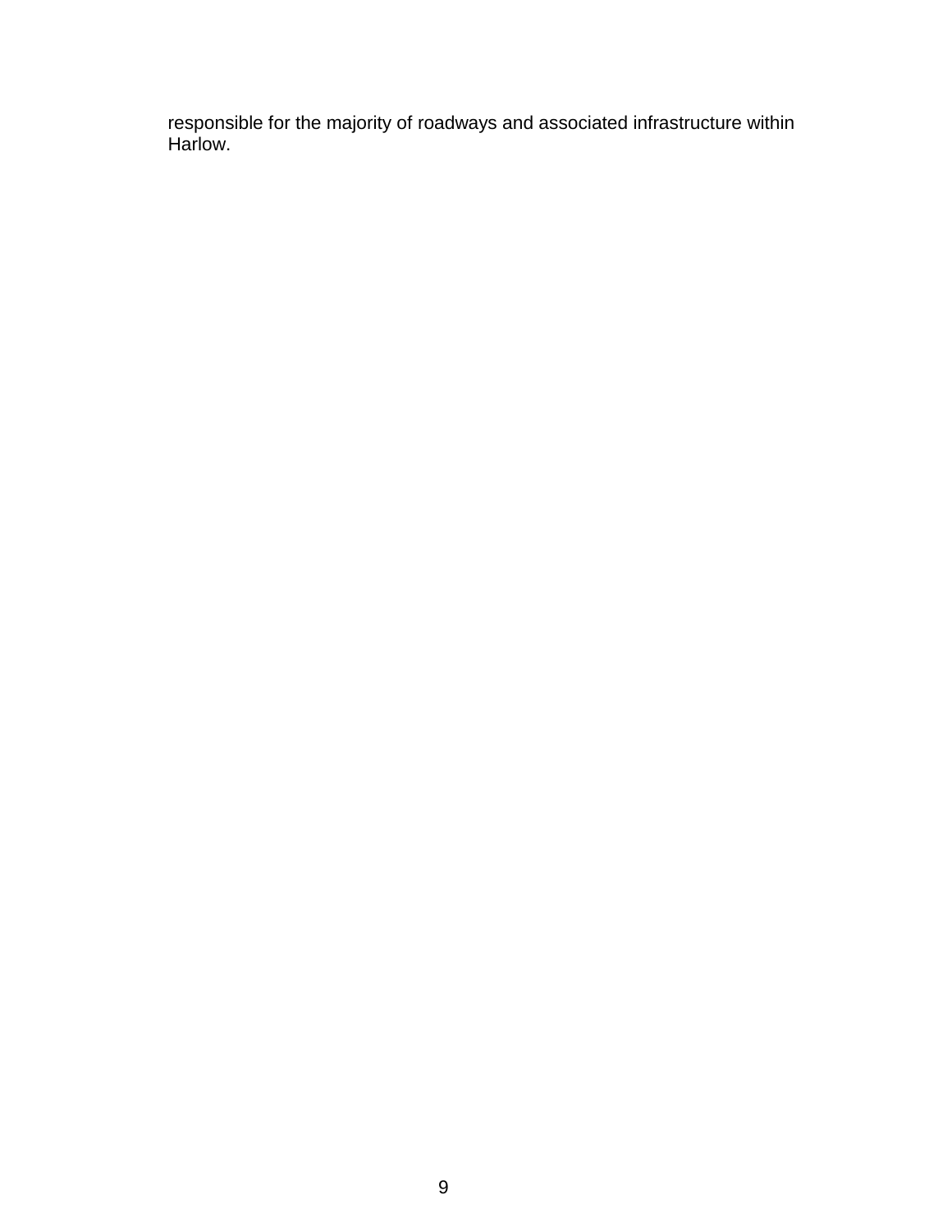responsible for the majority of roadways and associated infrastructure within Harlow.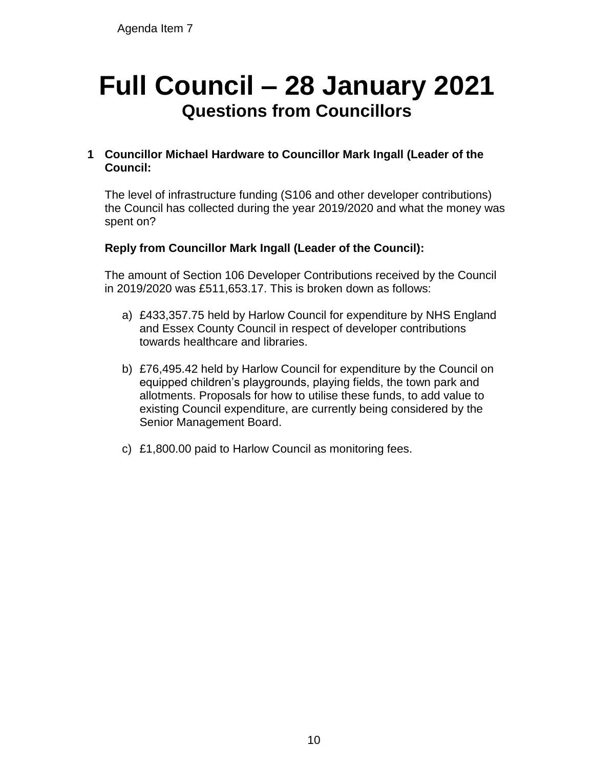Agenda Item 7

# Full Council – 28 January 2021

## Questions from Councillors

**1 Councillor Michael Hardware to Councillor Mark Ingall (Leader of the Council:**

The level of infrastructure funding (S106 and other developer contributions) the Council has collected during the year 2019/2020 and what the money was spent on?

**Reply from Councillor Mark Ingall (Leader of the Council):**

The amount of Section 106 Developer Contributions received by the Council in 2019/2020 was £511,653.17. This is broken down as follows:

a) £433,357.75 held by Harlow Council for expenditure by NHS England and Essex County Council in respect of developer contributions towards healthcare and libraries.

b) £76,495.42 held by Harlow Council for expenditure by the Council on equipped children's playgrounds, playing fields, the town park and allotments. Proposals for how to utilise these funds, to add value to existing Council expenditure, are currently being considered by the Senior Management Board.

c) £1,800.00 paid to Harlow Council as monitoring fees.